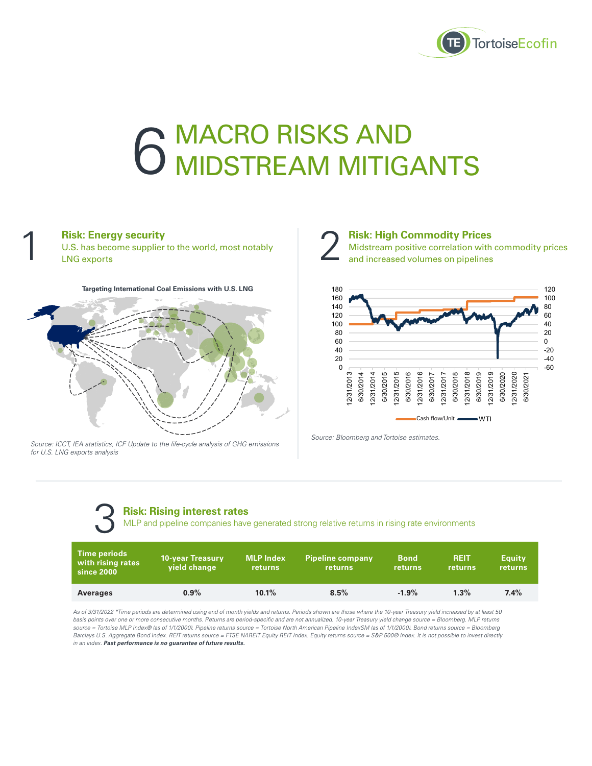# 6 MACRO RISKS AND MIDSTREAM MITIGANTS

## 1 Risk: Energy security

U.S. has become supplier to the world, most notably LNG exports

**Targeting International Coal Emissions with U.S. LNG**

*Source: ICCT, IEA statistics, ICF Update to the life-cycle analysis of GHG emissions for U.S. LNG exports analysis*

## 2 Risk: High Commodity Prices

Midstream positive correlation with commodity prices and increased volumes on pipelines

Cash flow/Unit — WTI

*Source: Bloomberg and Tortoise estimates.*

## 3 Risk: Rising interest rates

MLP and pipeline companies have generated strong relative returns in rising rate environments

| Time periods with rising rates since 2000 | 10-year Treasury yield change | MLP Index returns | Pipeline company returns | Bond returns | REIT returns | Equity returns |
|---|---|---|---|---|---|---|
| **Averages** | **0.9%** | **10.1%** | **8.5%** | **-1.9%** | **1.3%** | **7.4%** |

*As of 3/31/2022 *Time periods are determined using end of month yields and returns. Periods shown are those where the 10-year Treasury yield increased by at least 50 basis points over one or more consecutive months. Returns are period-specific and are not annualized. 10-year Treasury yield change source = Bloomberg. MLP returns source = Tortoise MLP Index® (as of 1/1/2000). Pipeline returns source = Tortoise North American Pipeline IndexSM (as of 1/1/2000). Bond returns source = Bloomberg Barclays U.S. Aggregate Bond Index. REIT returns source = FTSE NAREIT Equity REIT Index. Equity returns source = S&P 500® Index. It is not possible to invest directly in an index.* ***Past performance is no guarantee of future results.***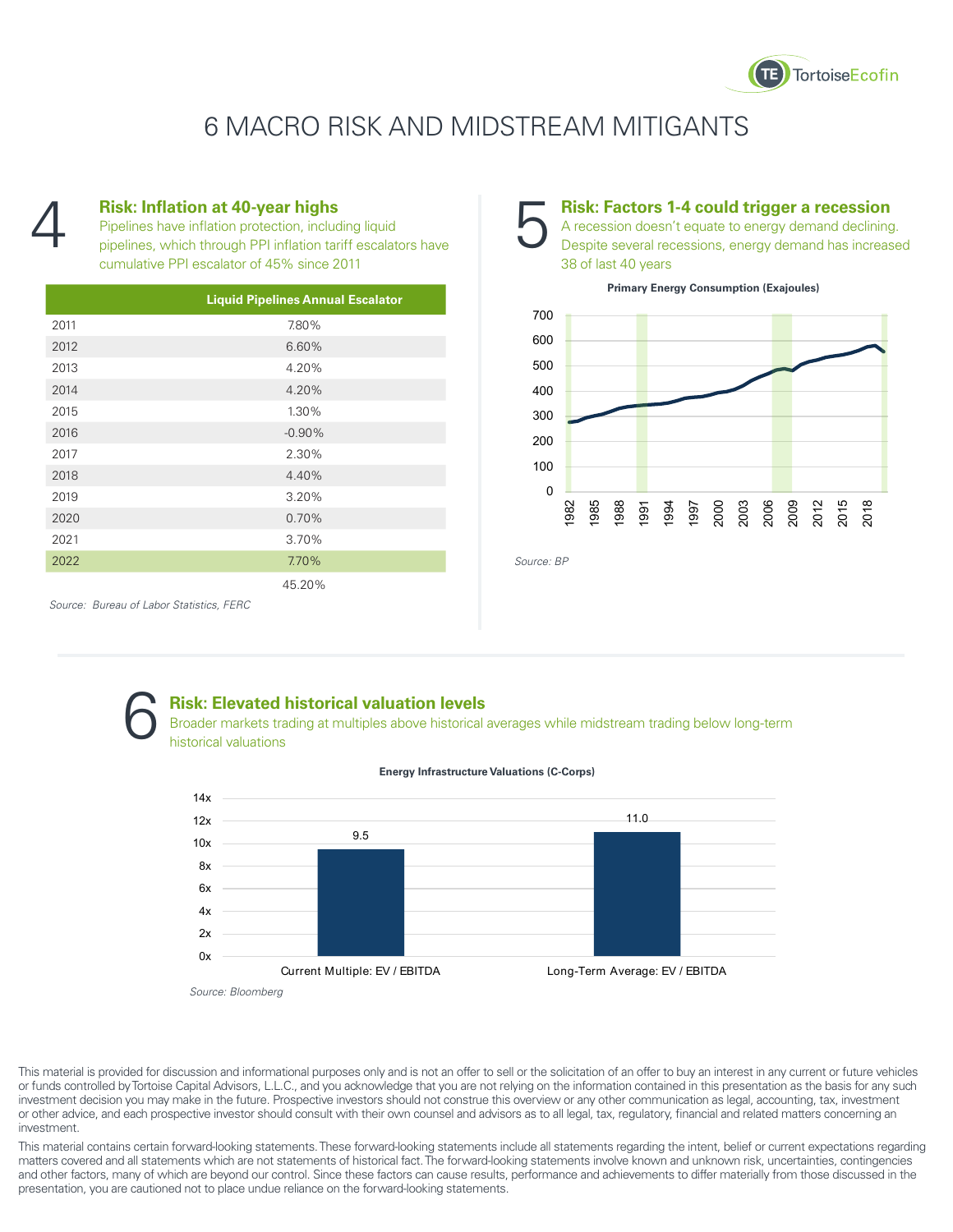# 6 MACRO RISK AND MIDSTREAM MITIGANTS

## 4

### Risk: Inflation at 40-year highs

Pipelines have inflation protection, including liquid pipelines, which through PPI inflation tariff escalators have cumulative PPI escalator of 45% since 2011

| | Liquid Pipelines Annual Escalator |
|---|---|
| 2011 | 7.80% |
| 2012 | 6.60% |
| 2013 | 4.20% |
| 2014 | 4.20% |
| 2015 | 1.30% |
| 2016 | -0.90% |
| 2017 | 2.30% |
| 2018 | 4.40% |
| 2019 | 3.20% |
| 2020 | 0.70% |
| 2021 | 3.70% |
| 2022 | 7.70% |
| | 45.20% |

*Source: Bureau of Labor Statistics, FERC*

## 5

### Risk: Factors 1-4 could trigger a recession

A recession doesn't equate to energy demand declining. Despite several recessions, energy demand has increased 38 of last 40 years

Primary Energy Consumption (Exajoules)

700
600
500
400
300
200
100
0

1982 1985 1988 1991 1994 1997 2000 2003 2006 2009 2012 2015 2018

*Source: BP*

## 6

### Risk: Elevated historical valuation levels

Broader markets trading at multiples above historical averages while midstream trading below long-term historical valuations

Energy Infrastructure Valuations (C-Corps)

14x
12x
10x
8x
6x
4x
2x
0x

9.5
Current Multiple: EV / EBITDA

11.0
Long-Term Average: EV / EBITDA

*Source: Bloomberg*

This material is provided for discussion and informational purposes only and is not an offer to sell or the solicitation of an offer to buy an interest in any current or future vehicles or funds controlled by Tortoise Capital Advisors, L.L.C., and you acknowledge that you are not relying on the information contained in this presentation as the basis for any such investment decision you may make in the future. Prospective investors should not construe this overview or any other communication as legal, accounting, tax, investment or other advice, and each prospective investor should consult with their own counsel and advisors as to all legal, tax, regulatory, financial and related matters concerning an investment.

This material contains certain forward-looking statements. These forward-looking statements include all statements regarding the intent, belief or current expectations regarding matters covered and all statements which are not statements of historical fact. The forward-looking statements involve known and unknown risk, uncertainties, contingencies and other factors, many of which are beyond our control. Since these factors can cause results, performance and achievements to differ materially from those discussed in the presentation, you are cautioned not to place undue reliance on the forward-looking statements.